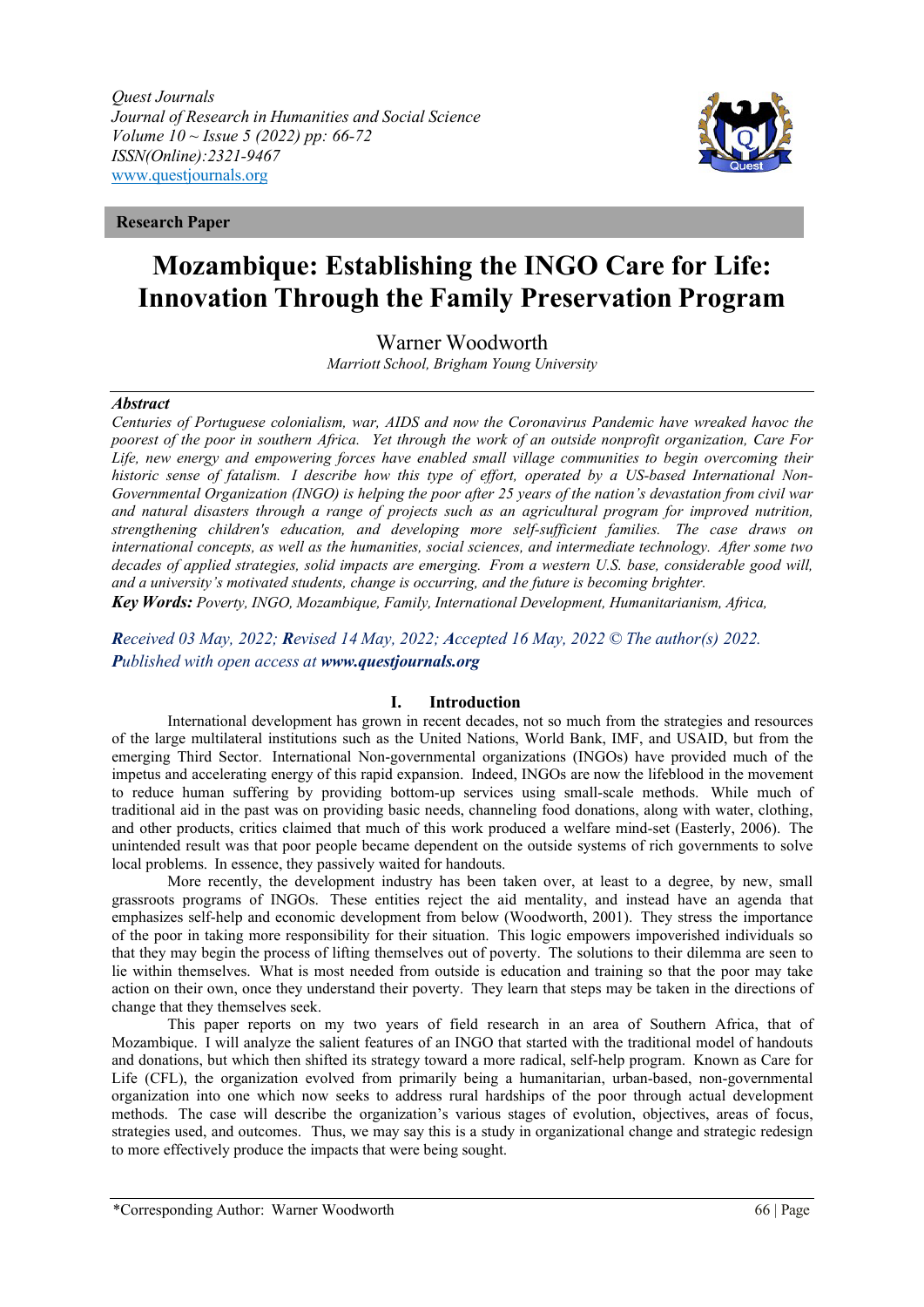**Research Paper**

# Mozambique: Establishing the INGO Care for Life: Innovation Through the Family Preservation Program

Warner Woodworth

*Marriott School, Brigham Young University*

***Abstract***

*Centuries of Portuguese colonialism, war, AIDS and now the Coronavirus Pandemic have wreaked havoc the poorest of the poor in southern Africa. Yet through the work of an outside nonprofit organization, Care For Life, new energy and empowering forces have enabled small village communities to begin overcoming their historic sense of fatalism. I describe how this type of effort, operated by a US-based International Non-Governmental Organization (INGO) is helping the poor after 25 years of the nation's devastation from civil war and natural disasters through a range of projects such as an agricultural program for improved nutrition, strengthening children's education, and developing more self-sufficient families. The case draws on international concepts, as well as the humanities, social sciences, and intermediate technology. After some two decades of applied strategies, solid impacts are emerging. From a western U.S. base, considerable good will, and a university's motivated students, change is occurring, and the future is becoming brighter.*

***Key Words:*** *Poverty, INGO, Mozambique, Family, International Development, Humanitarianism, Africa,*

*Received 03 May, 2022; Revised 14 May, 2022; Accepted 16 May, 2022 © The author(s) 2022. Published with open access at **www.questjournals.org***

## I. Introduction

International development has grown in recent decades, not so much from the strategies and resources of the large multilateral institutions such as the United Nations, World Bank, IMF, and USAID, but from the emerging Third Sector. International Non-governmental organizations (INGOs) have provided much of the impetus and accelerating energy of this rapid expansion. Indeed, INGOs are now the lifeblood in the movement to reduce human suffering by providing bottom-up services using small-scale methods. While much of traditional aid in the past was on providing basic needs, channeling food donations, along with water, clothing, and other products, critics claimed that much of this work produced a welfare mind-set (Easterly, 2006). The unintended result was that poor people became dependent on the outside systems of rich governments to solve local problems. In essence, they passively waited for handouts.

More recently, the development industry has been taken over, at least to a degree, by new, small grassroots programs of INGOs. These entities reject the aid mentality, and instead have an agenda that emphasizes self-help and economic development from below (Woodworth, 2001). They stress the importance of the poor in taking more responsibility for their situation. This logic empowers impoverished individuals so that they may begin the process of lifting themselves out of poverty. The solutions to their dilemma are seen to lie within themselves. What is most needed from outside is education and training so that the poor may take action on their own, once they understand their poverty. They learn that steps may be taken in the directions of change that they themselves seek.

This paper reports on my two years of field research in an area of Southern Africa, that of Mozambique. I will analyze the salient features of an INGO that started with the traditional model of handouts and donations, but which then shifted its strategy toward a more radical, self-help program. Known as Care for Life (CFL), the organization evolved from primarily being a humanitarian, urban-based, non-governmental organization into one which now seeks to address rural hardships of the poor through actual development methods. The case will describe the organization's various stages of evolution, objectives, areas of focus, strategies used, and outcomes. Thus, we may say this is a study in organizational change and strategic redesign to more effectively produce the impacts that were being sought.

*Corresponding Author: Warner Woodworth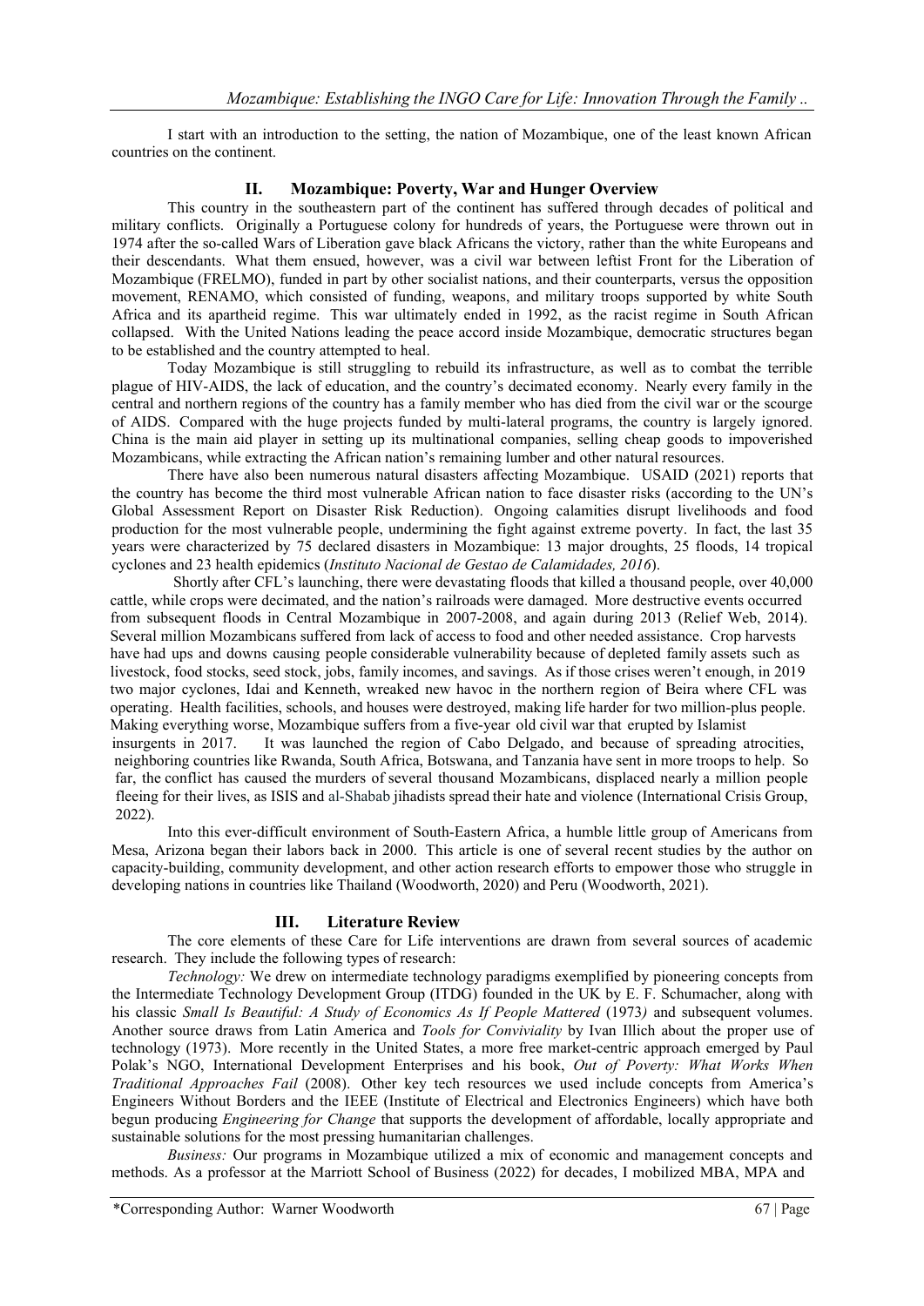I start with an introduction to the setting, the nation of Mozambique, one of the least known African countries on the continent.

## II. Mozambique: Poverty, War and Hunger Overview

This country in the southeastern part of the continent has suffered through decades of political and military conflicts. Originally a Portuguese colony for hundreds of years, the Portuguese were thrown out in 1974 after the so-called Wars of Liberation gave black Africans the victory, rather than the white Europeans and their descendants. What them ensued, however, was a civil war between leftist Front for the Liberation of Mozambique (FRELMO), funded in part by other socialist nations, and their counterparts, versus the opposition movement, RENAMO, which consisted of funding, weapons, and military troops supported by white South Africa and its apartheid regime. This war ultimately ended in 1992, as the racist regime in South African collapsed. With the United Nations leading the peace accord inside Mozambique, democratic structures began to be established and the country attempted to heal.

Today Mozambique is still struggling to rebuild its infrastructure, as well as to combat the terrible plague of HIV-AIDS, the lack of education, and the country's decimated economy. Nearly every family in the central and northern regions of the country has a family member who has died from the civil war or the scourge of AIDS. Compared with the huge projects funded by multi-lateral programs, the country is largely ignored. China is the main aid player in setting up its multinational companies, selling cheap goods to impoverished Mozambicans, while extracting the African nation's remaining lumber and other natural resources.

There have also been numerous natural disasters affecting Mozambique. USAID (2021) reports that the country has become the third most vulnerable African nation to face disaster risks (according to the UN's Global Assessment Report on Disaster Risk Reduction). Ongoing calamities disrupt livelihoods and food production for the most vulnerable people, undermining the fight against extreme poverty. In fact, the last 35 years were characterized by 75 declared disasters in Mozambique: 13 major droughts, 25 floods, 14 tropical cyclones and 23 health epidemics (*Instituto Nacional de Gestao de Calamidades, 2016*).

Shortly after CFL's launching, there were devastating floods that killed a thousand people, over 40,000 cattle, while crops were decimated, and the nation's railroads were damaged. More destructive events occurred from subsequent floods in Central Mozambique in 2007-2008, and again during 2013 (Relief Web, 2014). Several million Mozambicans suffered from lack of access to food and other needed assistance. Crop harvests have had ups and downs causing people considerable vulnerability because of depleted family assets such as livestock, food stocks, seed stock, jobs, family incomes, and savings. As if those crises weren't enough, in 2019 two major cyclones, Idai and Kenneth, wreaked new havoc in the northern region of Beira where CFL was operating. Health facilities, schools, and houses were destroyed, making life harder for two million-plus people. Making everything worse, Mozambique suffers from a five-year old civil war that erupted by Islamist insurgents in 2017. It was launched the region of Cabo Delgado, and because of spreading atrocities, neighboring countries like Rwanda, South Africa, Botswana, and Tanzania have sent in more troops to help. So far, the conflict has caused the murders of several thousand Mozambicans, displaced nearly a million people fleeing for their lives, as ISIS and al-Shabab jihadists spread their hate and violence (International Crisis Group, 2022).

Into this ever-difficult environment of South-Eastern Africa, a humble little group of Americans from Mesa, Arizona began their labors back in 2000. This article is one of several recent studies by the author on capacity-building, community development, and other action research efforts to empower those who struggle in developing nations in countries like Thailand (Woodworth, 2020) and Peru (Woodworth, 2021).

## III. Literature Review

The core elements of these Care for Life interventions are drawn from several sources of academic research. They include the following types of research:

*Technology:* We drew on intermediate technology paradigms exemplified by pioneering concepts from the Intermediate Technology Development Group (ITDG) founded in the UK by E. F. Schumacher, along with his classic *Small Is Beautiful: A Study of Economics As If People Mattered* (1973) and subsequent volumes. Another source draws from Latin America and *Tools for Conviviality* by Ivan Illich about the proper use of technology (1973). More recently in the United States, a more free market-centric approach emerged by Paul Polak's NGO, International Development Enterprises and his book, *Out of Poverty: What Works When Traditional Approaches Fail* (2008). Other key tech resources we used include concepts from America's Engineers Without Borders and the IEEE (Institute of Electrical and Electronics Engineers) which have both begun producing *Engineering for Change* that supports the development of affordable, locally appropriate and sustainable solutions for the most pressing humanitarian challenges.

*Business:* Our programs in Mozambique utilized a mix of economic and management concepts and methods. As a professor at the Marriott School of Business (2022) for decades, I mobilized MBA, MPA and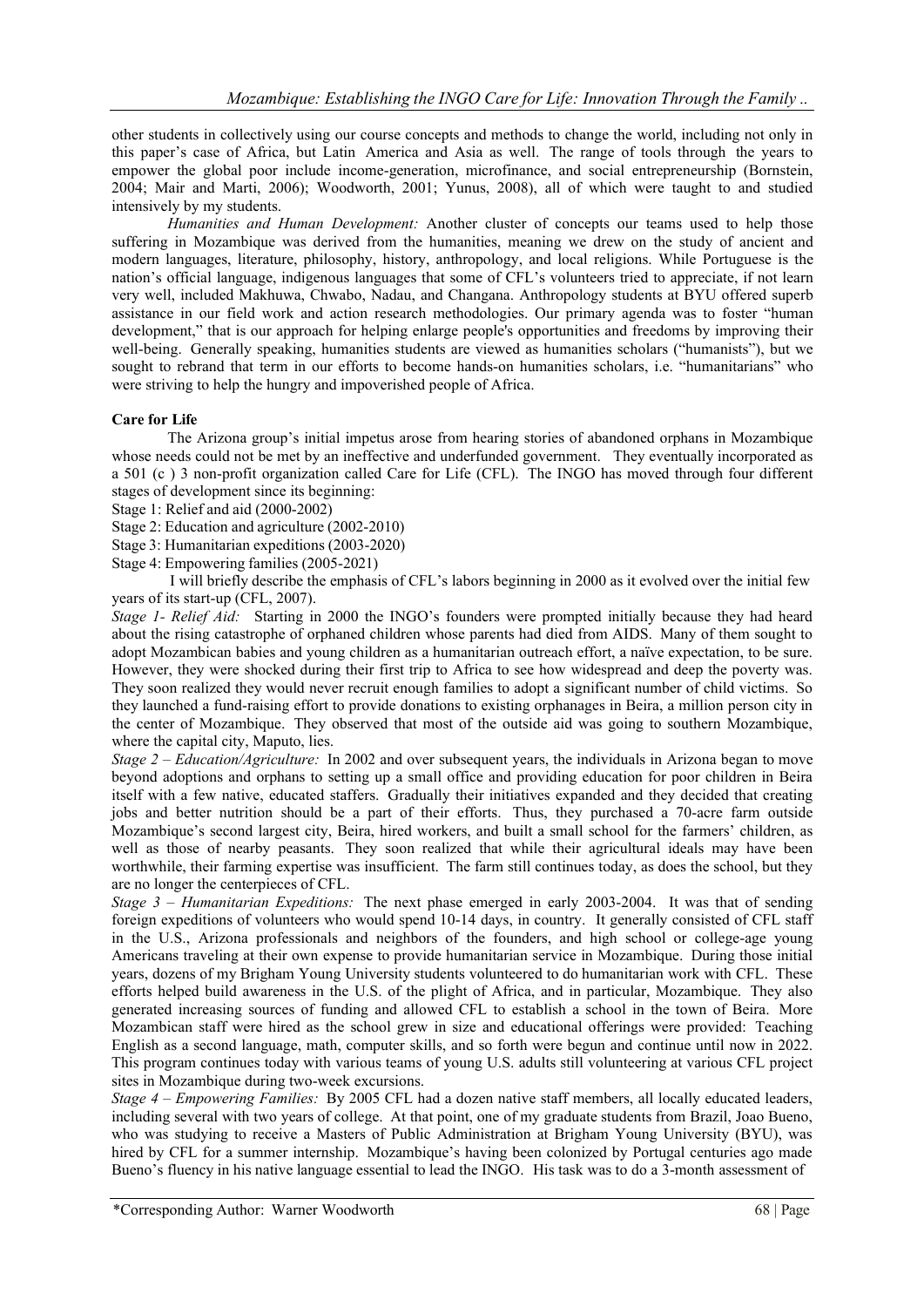other students in collectively using our course concepts and methods to change the world, including not only in this paper's case of Africa, but Latin America and Asia as well. The range of tools through the years to empower the global poor include income-generation, microfinance, and social entrepreneurship (Bornstein, 2004; Mair and Marti, 2006); Woodworth, 2001; Yunus, 2008), all of which were taught to and studied intensively by my students.

*Humanities and Human Development:* Another cluster of concepts our teams used to help those suffering in Mozambique was derived from the humanities, meaning we drew on the study of ancient and modern languages, literature, philosophy, history, anthropology, and local religions. While Portuguese is the nation's official language, indigenous languages that some of CFL's volunteers tried to appreciate, if not learn very well, included Makhuwa, Chwabo, Nadau, and Changana. Anthropology students at BYU offered superb assistance in our field work and action research methodologies. Our primary agenda was to foster "human development," that is our approach for helping enlarge people's opportunities and freedoms by improving their well-being. Generally speaking, humanities students are viewed as humanities scholars ("humanists"), but we sought to rebrand that term in our efforts to become hands-on humanities scholars, i.e. "humanitarians" who were striving to help the hungry and impoverished people of Africa.

**Care for Life**

The Arizona group's initial impetus arose from hearing stories of abandoned orphans in Mozambique whose needs could not be met by an ineffective and underfunded government. They eventually incorporated as a 501 (c ) 3 non-profit organization called Care for Life (CFL). The INGO has moved through four different stages of development since its beginning:

Stage 1: Relief and aid (2000-2002)
Stage 2: Education and agriculture (2002-2010)
Stage 3: Humanitarian expeditions (2003-2020)
Stage 4: Empowering families (2005-2021)

I will briefly describe the emphasis of CFL's labors beginning in 2000 as it evolved over the initial few years of its start-up (CFL, 2007).

*Stage 1- Relief Aid:* Starting in 2000 the INGO's founders were prompted initially because they had heard about the rising catastrophe of orphaned children whose parents had died from AIDS. Many of them sought to adopt Mozambican babies and young children as a humanitarian outreach effort, a naïve expectation, to be sure. However, they were shocked during their first trip to Africa to see how widespread and deep the poverty was. They soon realized they would never recruit enough families to adopt a significant number of child victims. So they launched a fund-raising effort to provide donations to existing orphanages in Beira, a million person city in the center of Mozambique. They observed that most of the outside aid was going to southern Mozambique, where the capital city, Maputo, lies.

*Stage 2 – Education/Agriculture:* In 2002 and over subsequent years, the individuals in Arizona began to move beyond adoptions and orphans to setting up a small office and providing education for poor children in Beira itself with a few native, educated staffers. Gradually their initiatives expanded and they decided that creating jobs and better nutrition should be a part of their efforts. Thus, they purchased a 70-acre farm outside Mozambique's second largest city, Beira, hired workers, and built a small school for the farmers' children, as well as those of nearby peasants. They soon realized that while their agricultural ideals may have been worthwhile, their farming expertise was insufficient. The farm still continues today, as does the school, but they are no longer the centerpieces of CFL.

*Stage 3 – Humanitarian Expeditions:* The next phase emerged in early 2003-2004. It was that of sending foreign expeditions of volunteers who would spend 10-14 days, in country. It generally consisted of CFL staff in the U.S., Arizona professionals and neighbors of the founders, and high school or college-age young Americans traveling at their own expense to provide humanitarian service in Mozambique. During those initial years, dozens of my Brigham Young University students volunteered to do humanitarian work with CFL. These efforts helped build awareness in the U.S. of the plight of Africa, and in particular, Mozambique. They also generated increasing sources of funding and allowed CFL to establish a school in the town of Beira. More Mozambican staff were hired as the school grew in size and educational offerings were provided: Teaching English as a second language, math, computer skills, and so forth were begun and continue until now in 2022. This program continues today with various teams of young U.S. adults still volunteering at various CFL project sites in Mozambique during two-week excursions.

*Stage 4 – Empowering Families:* By 2005 CFL had a dozen native staff members, all locally educated leaders, including several with two years of college. At that point, one of my graduate students from Brazil, Joao Bueno, who was studying to receive a Masters of Public Administration at Brigham Young University (BYU), was hired by CFL for a summer internship. Mozambique's having been colonized by Portugal centuries ago made Bueno's fluency in his native language essential to lead the INGO. His task was to do a 3-month assessment of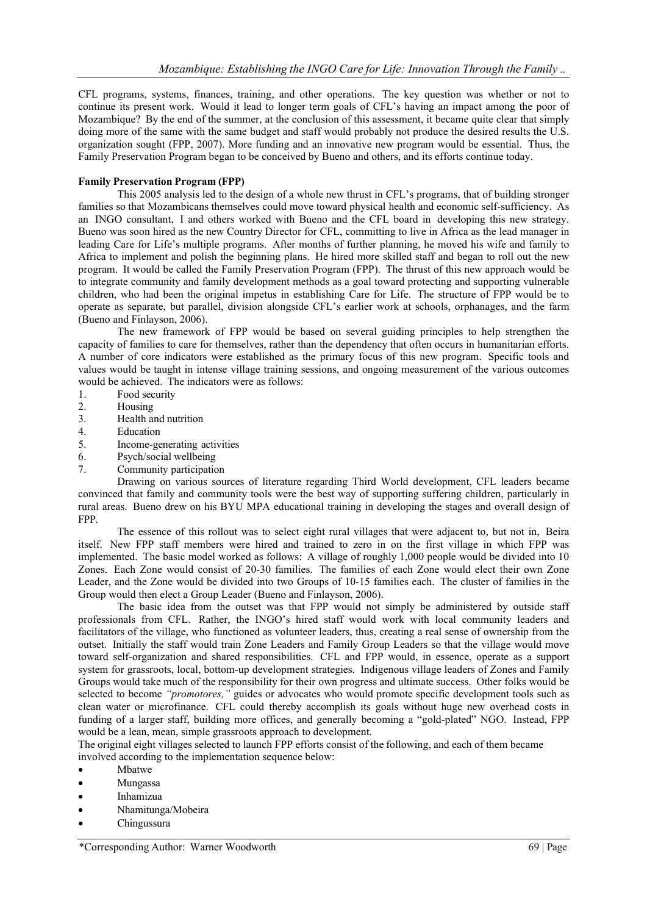CFL programs, systems, finances, training, and other operations. The key question was whether or not to continue its present work. Would it lead to longer term goals of CFL's having an impact among the poor of Mozambique? By the end of the summer, at the conclusion of this assessment, it became quite clear that simply doing more of the same with the same budget and staff would probably not produce the desired results the U.S. organization sought (FPP, 2007). More funding and an innovative new program would be essential. Thus, the Family Preservation Program began to be conceived by Bueno and others, and its efforts continue today.

**Family Preservation Program (FPP)**

This 2005 analysis led to the design of a whole new thrust in CFL's programs, that of building stronger families so that Mozambicans themselves could move toward physical health and economic self-sufficiency. As an INGO consultant, I and others worked with Bueno and the CFL board in developing this new strategy. Bueno was soon hired as the new Country Director for CFL, committing to live in Africa as the lead manager in leading Care for Life's multiple programs. After months of further planning, he moved his wife and family to Africa to implement and polish the beginning plans. He hired more skilled staff and began to roll out the new program. It would be called the Family Preservation Program (FPP). The thrust of this new approach would be to integrate community and family development methods as a goal toward protecting and supporting vulnerable children, who had been the original impetus in establishing Care for Life. The structure of FPP would be to operate as separate, but parallel, division alongside CFL's earlier work at schools, orphanages, and the farm (Bueno and Finlayson, 2006).

The new framework of FPP would be based on several guiding principles to help strengthen the capacity of families to care for themselves, rather than the dependency that often occurs in humanitarian efforts. A number of core indicators were established as the primary focus of this new program. Specific tools and values would be taught in intense village training sessions, and ongoing measurement of the various outcomes would be achieved. The indicators were as follows:

1. Food security
2. Housing
3. Health and nutrition
4. Education
5. Income-generating activities
6. Psych/social wellbeing
7. Community participation

Drawing on various sources of literature regarding Third World development, CFL leaders became convinced that family and community tools were the best way of supporting suffering children, particularly in rural areas. Bueno drew on his BYU MPA educational training in developing the stages and overall design of FPP.

The essence of this rollout was to select eight rural villages that were adjacent to, but not in, Beira itself. New FPP staff members were hired and trained to zero in on the first village in which FPP was implemented. The basic model worked as follows: A village of roughly 1,000 people would be divided into 10 Zones. Each Zone would consist of 20-30 families. The families of each Zone would elect their own Zone Leader, and the Zone would be divided into two Groups of 10-15 families each. The cluster of families in the Group would then elect a Group Leader (Bueno and Finlayson, 2006).

The basic idea from the outset was that FPP would not simply be administered by outside staff professionals from CFL. Rather, the INGO's hired staff would work with local community leaders and facilitators of the village, who functioned as volunteer leaders, thus, creating a real sense of ownership from the outset. Initially the staff would train Zone Leaders and Family Group Leaders so that the village would move toward self-organization and shared responsibilities. CFL and FPP would, in essence, operate as a support system for grassroots, local, bottom-up development strategies. Indigenous village leaders of Zones and Family Groups would take much of the responsibility for their own progress and ultimate success. Other folks would be selected to become *"promotores,"* guides or advocates who would promote specific development tools such as clean water or microfinance. CFL could thereby accomplish its goals without huge new overhead costs in funding of a larger staff, building more offices, and generally becoming a "gold-plated" NGO. Instead, FPP would be a lean, mean, simple grassroots approach to development.

The original eight villages selected to launch FPP efforts consist of the following, and each of them became involved according to the implementation sequence below:

- Mbatwe
- Mungassa
- Inhamizua
- Nhamitunga/Mobeira
- Chingussura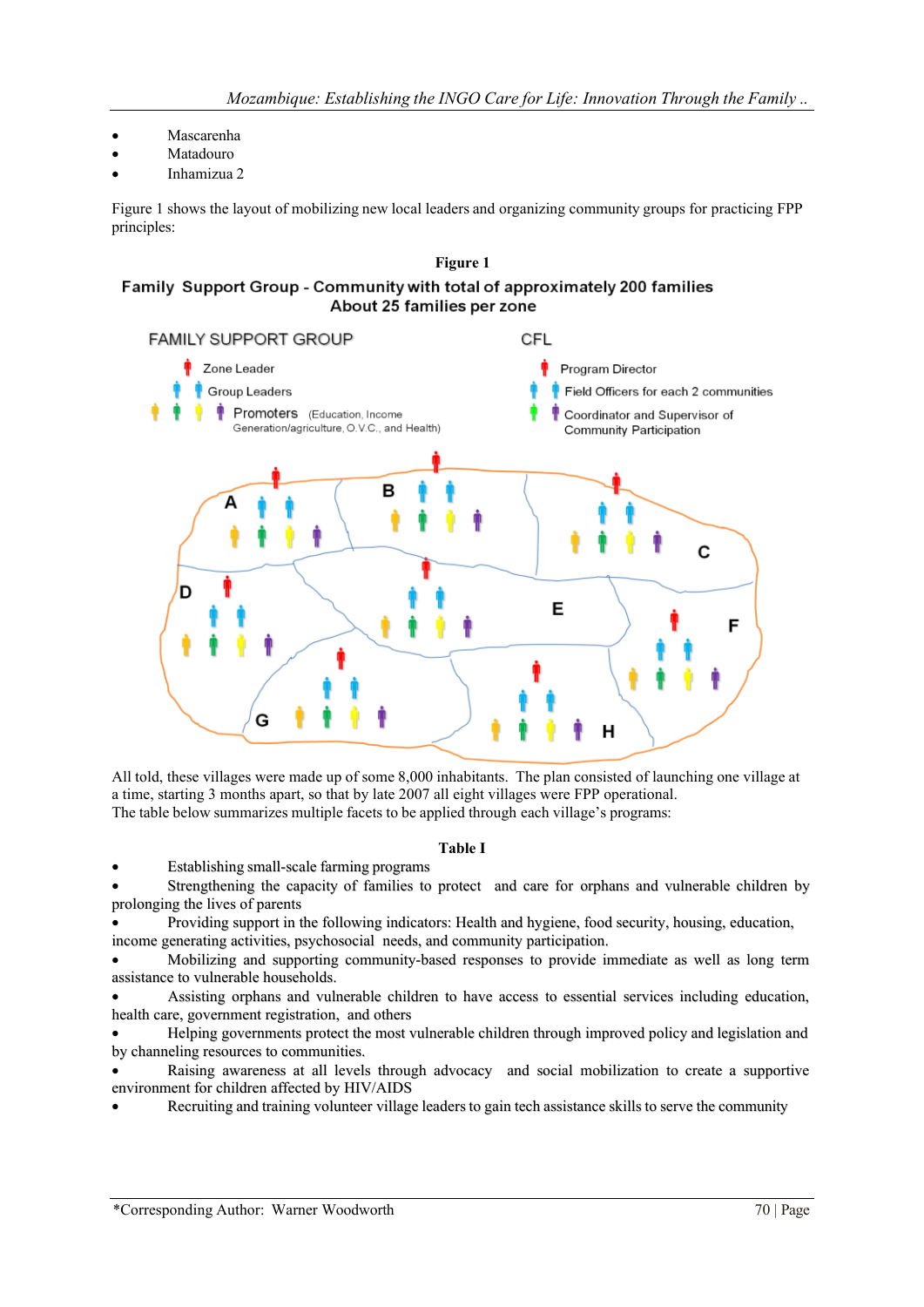- Mascarenha
- Matadouro
- Inhamizua 2

Figure 1 shows the layout of mobilizing new local leaders and organizing community groups for practicing FPP principles:

**Figure 1**

Family Support Group - Community with total of approximately 200 families
About 25 families per zone

FAMILY SUPPORT GROUP

- Zone Leader
- Group Leaders
- Promoters (Education, Income Generation/agriculture, O.V.C., and Health)

CFL

- Program Director
- Field Officers for each 2 communities
- Coordinator and Supervisor of Community Participation

A B C D E F G H

All told, these villages were made up of some 8,000 inhabitants. The plan consisted of launching one village at a time, starting 3 months apart, so that by late 2007 all eight villages were FPP operational.
The table below summarizes multiple facets to be applied through each village's programs:

**Table I**

- Establishing small-scale farming programs
- Strengthening the capacity of families to protect and care for orphans and vulnerable children by prolonging the lives of parents
- Providing support in the following indicators: Health and hygiene, food security, housing, education, income generating activities, psychosocial needs, and community participation.
- Mobilizing and supporting community-based responses to provide immediate as well as long term assistance to vulnerable households.
- Assisting orphans and vulnerable children to have access to essential services including education, health care, government registration, and others
- Helping governments protect the most vulnerable children through improved policy and legislation and by channeling resources to communities.
- Raising awareness at all levels through advocacy and social mobilization to create a supportive environment for children affected by HIV/AIDS
- Recruiting and training volunteer village leaders to gain tech assistance skills to serve the community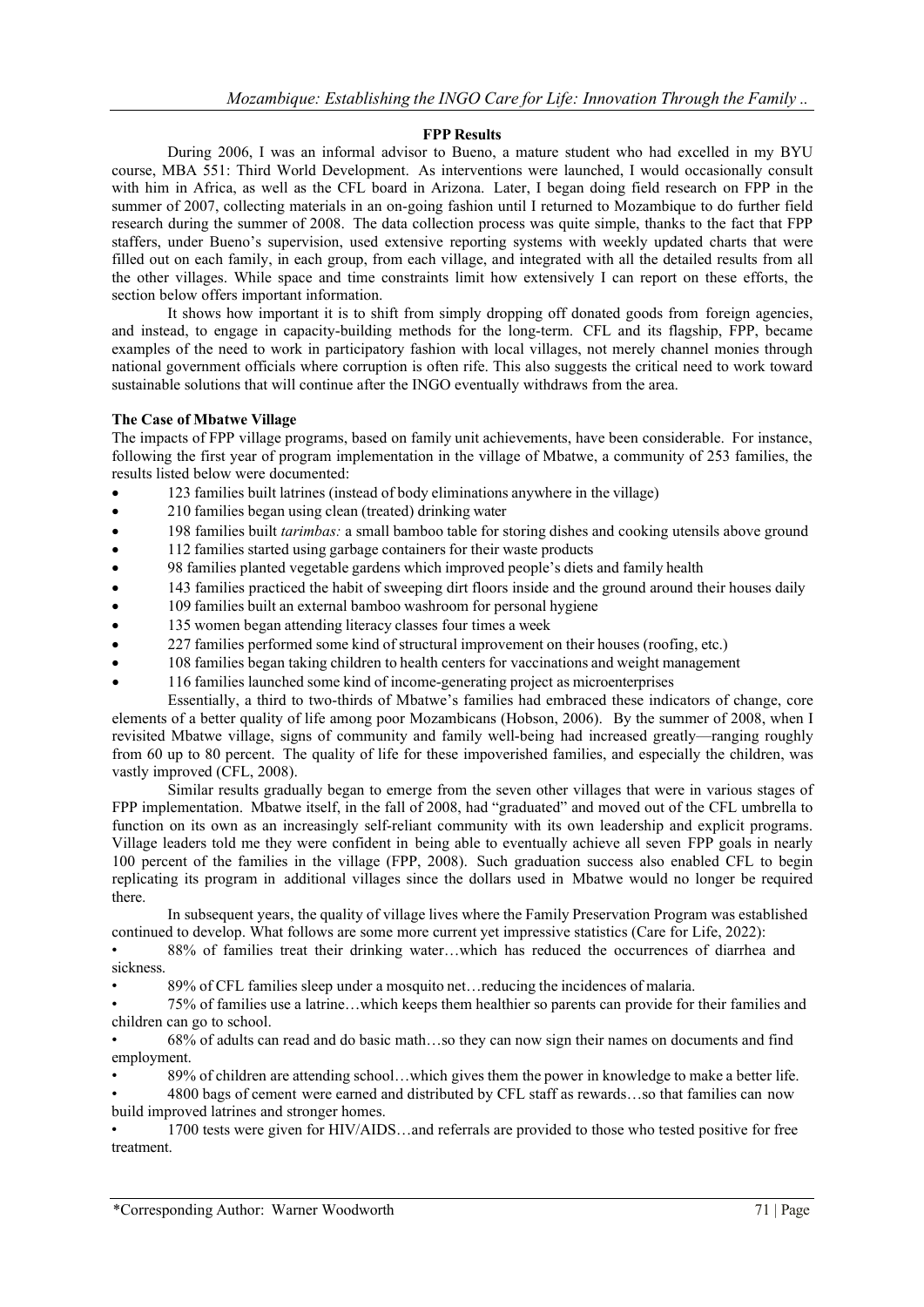### FPP Results

During 2006, I was an informal advisor to Bueno, a mature student who had excelled in my BYU course, MBA 551: Third World Development. As interventions were launched, I would occasionally consult with him in Africa, as well as the CFL board in Arizona. Later, I began doing field research on FPP in the summer of 2007, collecting materials in an on-going fashion until I returned to Mozambique to do further field research during the summer of 2008. The data collection process was quite simple, thanks to the fact that FPP staffers, under Bueno's supervision, used extensive reporting systems with weekly updated charts that were filled out on each family, in each group, from each village, and integrated with all the detailed results from all the other villages. While space and time constraints limit how extensively I can report on these efforts, the section below offers important information.

It shows how important it is to shift from simply dropping off donated goods from foreign agencies, and instead, to engage in capacity-building methods for the long-term. CFL and its flagship, FPP, became examples of the need to work in participatory fashion with local villages, not merely channel monies through national government officials where corruption is often rife. This also suggests the critical need to work toward sustainable solutions that will continue after the INGO eventually withdraws from the area.

### The Case of Mbatwe Village

The impacts of FPP village programs, based on family unit achievements, have been considerable. For instance, following the first year of program implementation in the village of Mbatwe, a community of 253 families, the results listed below were documented:

- 123 families built latrines (instead of body eliminations anywhere in the village)
- 210 families began using clean (treated) drinking water
- 198 families built *tarimbas:* a small bamboo table for storing dishes and cooking utensils above ground
- 112 families started using garbage containers for their waste products
- 98 families planted vegetable gardens which improved people's diets and family health
- 143 families practiced the habit of sweeping dirt floors inside and the ground around their houses daily
- 109 families built an external bamboo washroom for personal hygiene
- 135 women began attending literacy classes four times a week
- 227 families performed some kind of structural improvement on their houses (roofing, etc.)
- 108 families began taking children to health centers for vaccinations and weight management
- 116 families launched some kind of income-generating project as microenterprises

Essentially, a third to two-thirds of Mbatwe's families had embraced these indicators of change, core elements of a better quality of life among poor Mozambicans (Hobson, 2006). By the summer of 2008, when I revisited Mbatwe village, signs of community and family well-being had increased greatly—ranging roughly from 60 up to 80 percent. The quality of life for these impoverished families, and especially the children, was vastly improved (CFL, 2008).

Similar results gradually began to emerge from the seven other villages that were in various stages of FPP implementation. Mbatwe itself, in the fall of 2008, had "graduated" and moved out of the CFL umbrella to function on its own as an increasingly self-reliant community with its own leadership and explicit programs. Village leaders told me they were confident in being able to eventually achieve all seven FPP goals in nearly 100 percent of the families in the village (FPP, 2008). Such graduation success also enabled CFL to begin replicating its program in additional villages since the dollars used in Mbatwe would no longer be required there.

In subsequent years, the quality of village lives where the Family Preservation Program was established continued to develop. What follows are some more current yet impressive statistics (Care for Life, 2022):

- 88% of families treat their drinking water…which has reduced the occurrences of diarrhea and sickness.
- 89% of CFL families sleep under a mosquito net…reducing the incidences of malaria.
- 75% of families use a latrine…which keeps them healthier so parents can provide for their families and children can go to school.
- 68% of adults can read and do basic math…so they can now sign their names on documents and find employment.
- 89% of children are attending school…which gives them the power in knowledge to make a better life.
- 4800 bags of cement were earned and distributed by CFL staff as rewards…so that families can now build improved latrines and stronger homes.
- 1700 tests were given for HIV/AIDS…and referrals are provided to those who tested positive for free treatment.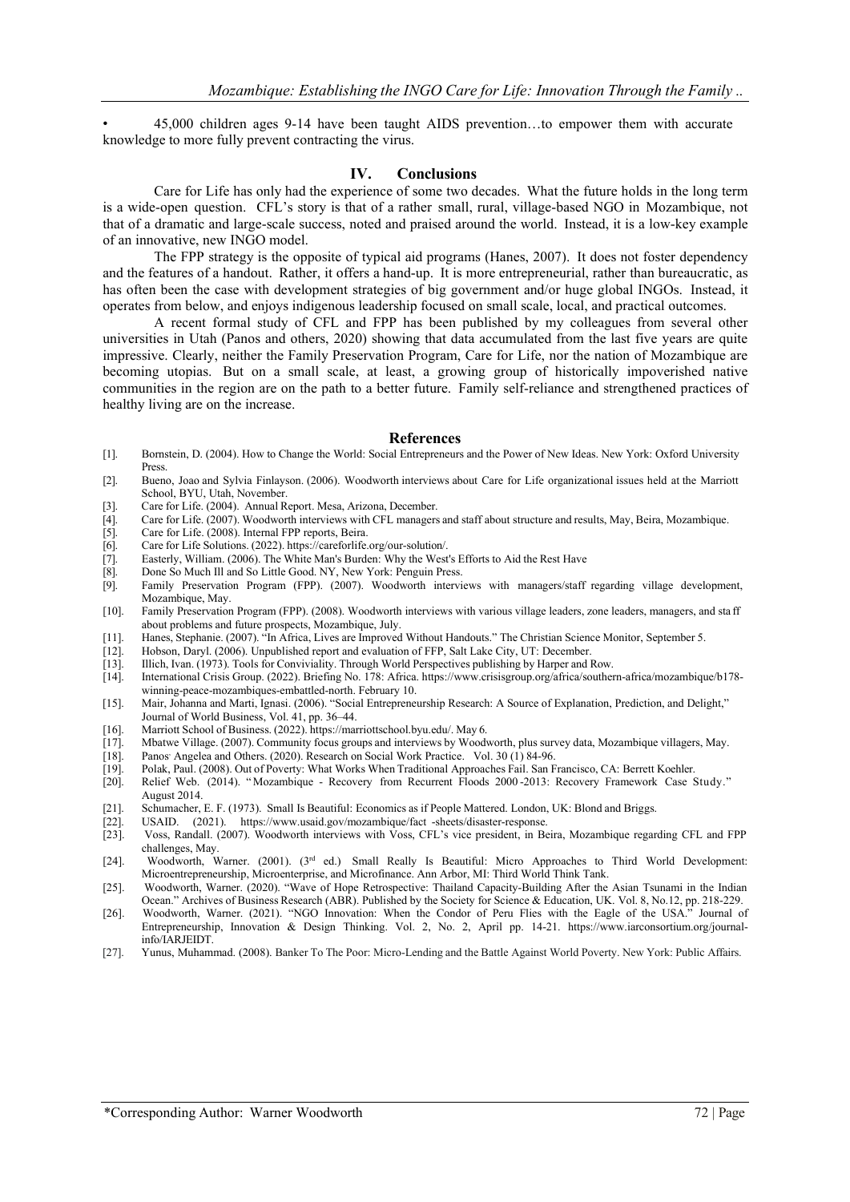- 45,000 children ages 9-14 have been taught AIDS prevention…to empower them with accurate knowledge to more fully prevent contracting the virus.

## IV. Conclusions

Care for Life has only had the experience of some two decades. What the future holds in the long term is a wide-open question. CFL's story is that of a rather small, rural, village-based NGO in Mozambique, not that of a dramatic and large-scale success, noted and praised around the world. Instead, it is a low-key example of an innovative, new INGO model.

The FPP strategy is the opposite of typical aid programs (Hanes, 2007). It does not foster dependency and the features of a handout. Rather, it offers a hand-up. It is more entrepreneurial, rather than bureaucratic, as has often been the case with development strategies of big government and/or huge global INGOs. Instead, it operates from below, and enjoys indigenous leadership focused on small scale, local, and practical outcomes.

A recent formal study of CFL and FPP has been published by my colleagues from several other universities in Utah (Panos and others, 2020) showing that data accumulated from the last five years are quite impressive. Clearly, neither the Family Preservation Program, Care for Life, nor the nation of Mozambique are becoming utopias. But on a small scale, at least, a growing group of historically impoverished native communities in the region are on the path to a better future. Family self-reliance and strengthened practices of healthy living are on the increase.

## References

[1]. Bornstein, D. (2004). How to Change the World: Social Entrepreneurs and the Power of New Ideas. New York: Oxford University Press.
[2]. Bueno, Joao and Sylvia Finlayson. (2006). Woodworth interviews about Care for Life organizational issues held at the Marriott School, BYU, Utah, November.
[3]. Care for Life. (2004). Annual Report. Mesa, Arizona, December.
[4]. Care for Life. (2007). Woodworth interviews with CFL managers and staff about structure and results, May, Beira, Mozambique.
[5]. Care for Life. (2008). Internal FPP reports, Beira.
[6]. Care for Life Solutions. (2022). https://careforlife.org/our-solution/.
[7]. Easterly, William. (2006). The White Man's Burden: Why the West's Efforts to Aid the Rest Have
[8]. Done So Much Ill and So Little Good. NY, New York: Penguin Press.
[9]. Family Preservation Program (FPP). (2007). Woodworth interviews with managers/staff regarding village development, Mozambique, May.
[10]. Family Preservation Program (FPP). (2008). Woodworth interviews with various village leaders, zone leaders, managers, and sta ff about problems and future prospects, Mozambique, July.
[11]. Hanes, Stephanie. (2007). "In Africa, Lives are Improved Without Handouts." The Christian Science Monitor, September 5.
[12]. Hobson, Daryl. (2006). Unpublished report and evaluation of FFP, Salt Lake City, UT: December.
[13]. Illich, Ivan. (1973). Tools for Conviviality. Through World Perspectives publishing by Harper and Row.
[14]. International Crisis Group. (2022). Briefing No. 178: Africa. https://www.crisisgroup.org/africa/southern-africa/mozambique/b178-winning-peace-mozambiques-embattled-north. February 10.
[15]. Mair, Johanna and Marti, Ignasi. (2006). "Social Entrepreneurship Research: A Source of Explanation, Prediction, and Delight," Journal of World Business, Vol. 41, pp. 36–44.
[16]. Marriott School of Business. (2022). https://marriottschool.byu.edu/. May 6.
[17]. Mbatwe Village. (2007). Community focus groups and interviews by Woodworth, plus survey data, Mozambique villagers, May.
[18]. Panos, Angelea and Others. (2020). Research on Social Work Practice. Vol. 30 (1) 84-96.
[19]. Polak, Paul. (2008). Out of Poverty: What Works When Traditional Approaches Fail. San Francisco, CA: Berrett Koehler.
[20]. Relief Web. (2014). "Mozambique - Recovery from Recurrent Floods 2000 -2013: Recovery Framework Case Study." August 2014.
[21]. Schumacher, E. F. (1973). Small Is Beautiful: Economics as if People Mattered. London, UK: Blond and Briggs.
[22]. USAID. (2021). https://www.usaid.gov/mozambique/fact -sheets/disaster-response.
[23]. Voss, Randall. (2007). Woodworth interviews with Voss, CFL's vice president, in Beira, Mozambique regarding CFL and FPP challenges, May.
[24]. Woodworth, Warner. (2001). (3rd ed.) Small Really Is Beautiful: Micro Approaches to Third World Development: Microentrepreneurship, Microenterprise, and Microfinance. Ann Arbor, MI: Third World Think Tank.
[25]. Woodworth, Warner. (2020). "Wave of Hope Retrospective: Thailand Capacity-Building After the Asian Tsunami in the Indian Ocean." Archives of Business Research (ABR). Published by the Society for Science & Education, UK. Vol. 8, No.12, pp. 218-229.
[26]. Woodworth, Warner. (2021). "NGO Innovation: When the Condor of Peru Flies with the Eagle of the USA." Journal of Entrepreneurship, Innovation & Design Thinking. Vol. 2, No. 2, April pp. 14-21. https://www.iarconsortium.org/journal-info/IARJEIDT.
[27]. Yunus, Muhammad. (2008). Banker To The Poor: Micro-Lending and the Battle Against World Poverty. New York: Public Affairs.